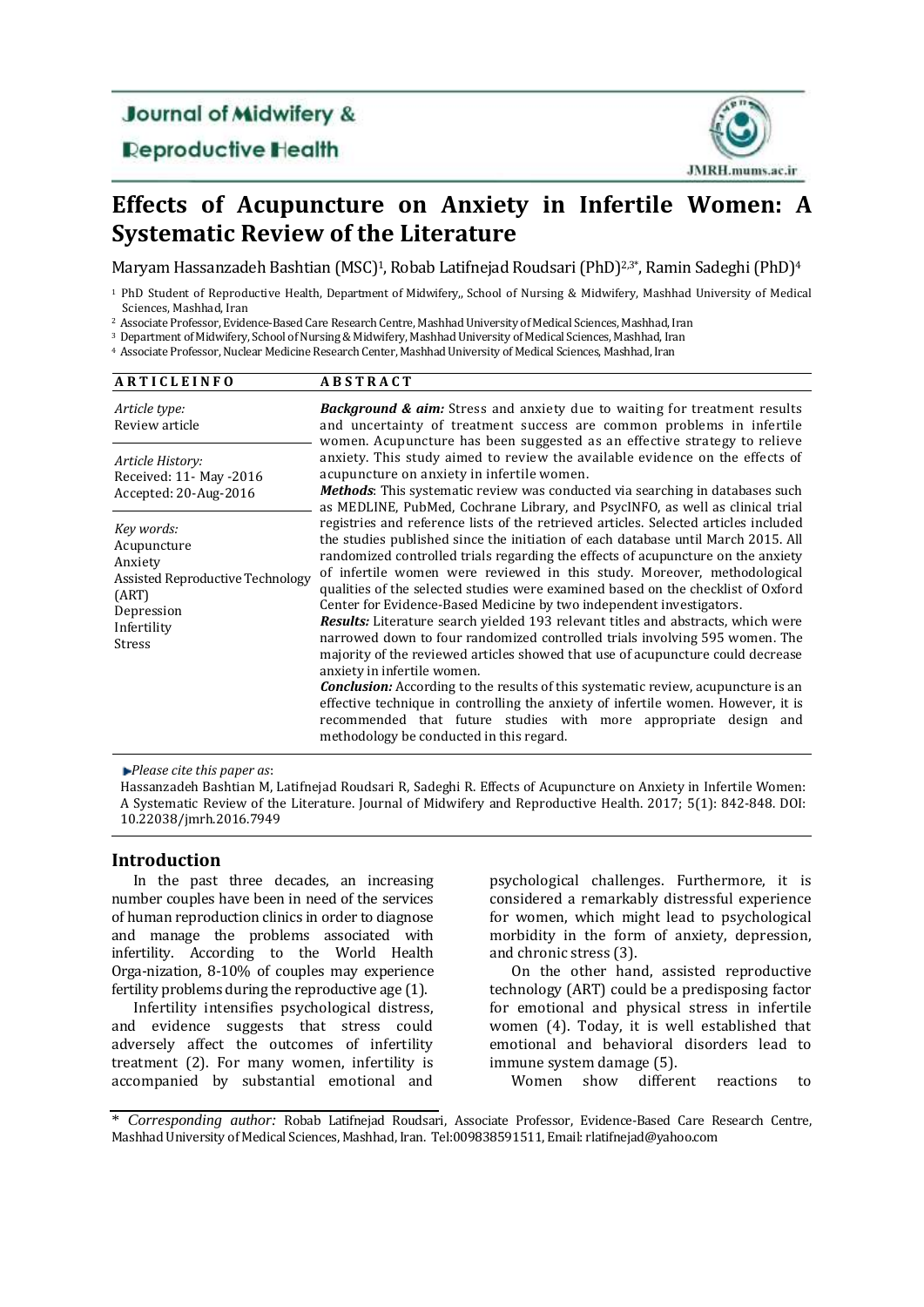Journal of Midwifery & Reproductive Health

JMRH.mums.ac.ir

# Effects of Acupuncture on Anxiety in Infertile Women: A Systematic Review of the Literature

Maryam Hassanzadeh Bashtian (MSC)[1], Robab Latifnejad Roudsari (PhD)[2,3*], Ramin Sadeghi (PhD)[4]

[1] PhD Student of Reproductive Health, Department of Midwifery,, School of Nursing & Midwifery, Mashhad University of Medical Sciences, Mashhad, Iran

[2] Associate Professor, Evidence-Based Care Research Centre, Mashhad University of Medical Sciences, Mashhad, Iran

[3] Department of Midwifery, School of Nursing & Midwifery, Mashhad University of Medical Sciences, Mashhad, Iran

[4] Associate Professor, Nuclear Medicine Research Center, Mashhad University of Medical Sciences, Mashhad, Iran

**ARTICLE INFO**

*Article type:*
Review article

*Article History:*
Received: 11- May -2016
Accepted: 20-Aug-2016

*Key words:*
Acupuncture
Anxiety
Assisted Reproductive Technology (ART)
Depression
Infertility
Stress

**ABSTRACT**

***Background & aim:*** Stress and anxiety due to waiting for treatment results and uncertainty of treatment success are common problems in infertile women. Acupuncture has been suggested as an effective strategy to relieve anxiety. This study aimed to review the available evidence on the effects of acupuncture on anxiety in infertile women.

***Methods*:** This systematic review was conducted via searching in databases such as MEDLINE, PubMed, Cochrane Library, and PsycINFO, as well as clinical trial registries and reference lists of the retrieved articles. Selected articles included the studies published since the initiation of each database until March 2015. All randomized controlled trials regarding the effects of acupuncture on the anxiety of infertile women were reviewed in this study. Moreover, methodological qualities of the selected studies were examined based on the checklist of Oxford Center for Evidence-Based Medicine by two independent investigators.

***Results:*** Literature search yielded 193 relevant titles and abstracts, which were narrowed down to four randomized controlled trials involving 595 women. The majority of the reviewed articles showed that use of acupuncture could decrease anxiety in infertile women.

***Conclusion:*** According to the results of this systematic review, acupuncture is an effective technique in controlling the anxiety of infertile women. However, it is recommended that future studies with more appropriate design and methodology be conducted in this regard.

*Please cite this paper as*:
Hassanzadeh Bashtian M, Latifnejad Roudsari R, Sadeghi R. Effects of Acupuncture on Anxiety in Infertile Women: A Systematic Review of the Literature. Journal of Midwifery and Reproductive Health. 2017; 5(1): 842-848. DOI: 10.22038/jmrh.2016.7949

## Introduction

In the past three decades, an increasing number couples have been in need of the services of human reproduction clinics in order to diagnose and manage the problems associated with infertility. According to the World Health Orga-nization, 8-10% of couples may experience fertility problems during the reproductive age (1).

Infertility intensifies psychological distress, and evidence suggests that stress could adversely affect the outcomes of infertility treatment (2). For many women, infertility is accompanied by substantial emotional and psychological challenges. Furthermore, it is considered a remarkably distressful experience for women, which might lead to psychological morbidity in the form of anxiety, depression, and chronic stress (3).

On the other hand, assisted reproductive technology (ART) could be a predisposing factor for emotional and physical stress in infertile women (4). Today, it is well established that emotional and behavioral disorders lead to immune system damage (5).

Women show different reactions to

\* *Corresponding author:* Robab Latifnejad Roudsari, Associate Professor, Evidence-Based Care Research Centre, Mashhad University of Medical Sciences, Mashhad, Iran. Tel:009838591511, Email: rlatifnejad@yahoo.com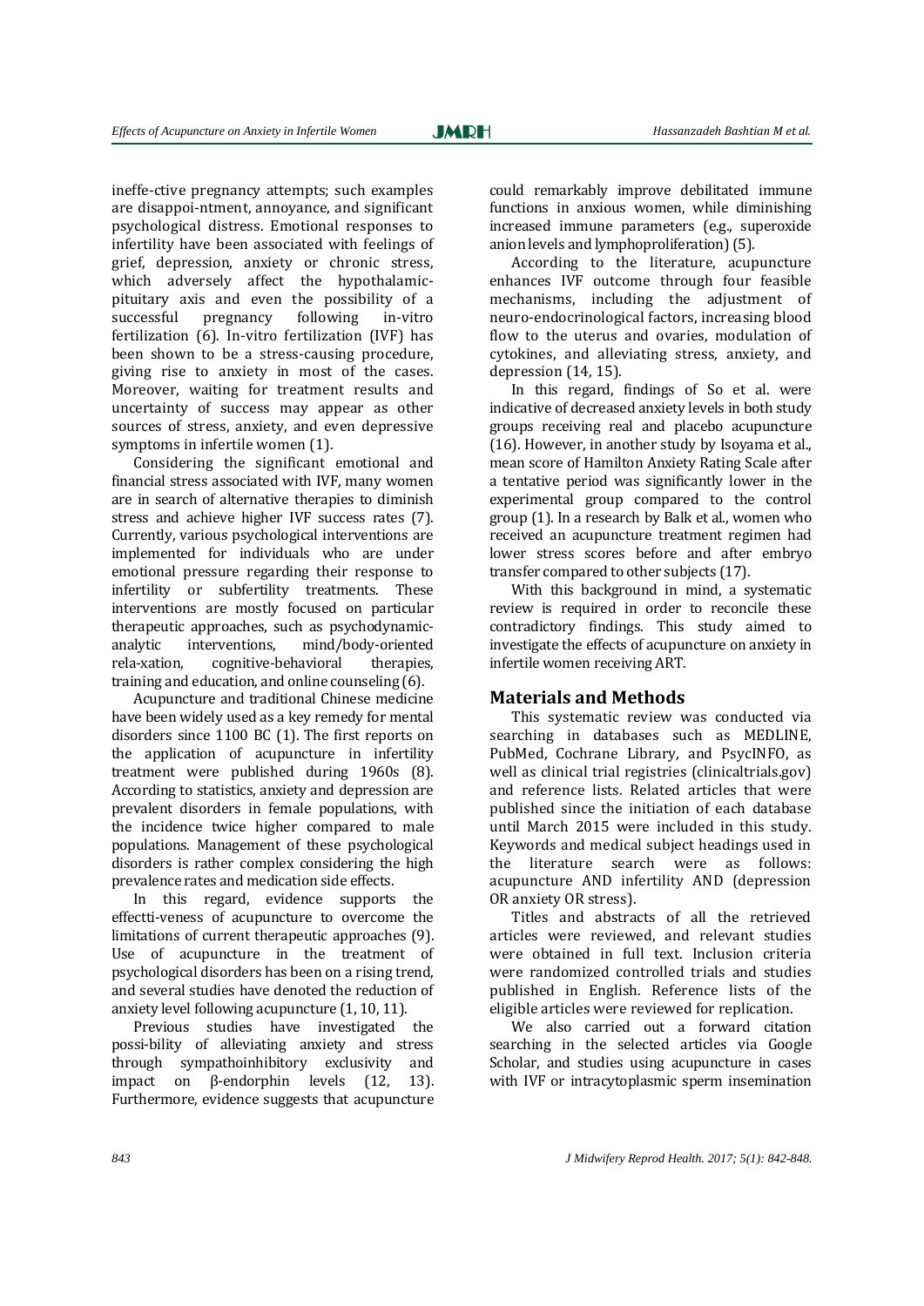ineffe-ctive pregnancy attempts; such examples are disappoi-ntment, annoyance, and significant psychological distress. Emotional responses to infertility have been associated with feelings of grief, depression, anxiety or chronic stress, which adversely affect the hypothalamic-pituitary axis and even the possibility of a successful pregnancy following in-vitro fertilization (6). In-vitro fertilization (IVF) has been shown to be a stress-causing procedure, giving rise to anxiety in most of the cases. Moreover, waiting for treatment results and uncertainty of success may appear as other sources of stress, anxiety, and even depressive symptoms in infertile women (1).

Considering the significant emotional and financial stress associated with IVF, many women are in search of alternative therapies to diminish stress and achieve higher IVF success rates (7). Currently, various psychological interventions are implemented for individuals who are under emotional pressure regarding their response to infertility or subfertility treatments. These interventions are mostly focused on particular therapeutic approaches, such as psychodynamic-analytic interventions, mind/body-oriented rela-xation, cognitive-behavioral therapies, training and education, and online counseling (6).

Acupuncture and traditional Chinese medicine have been widely used as a key remedy for mental disorders since 1100 BC (1). The first reports on the application of acupuncture in infertility treatment were published during 1960s (8). According to statistics, anxiety and depression are prevalent disorders in female populations, with the incidence twice higher compared to male populations. Management of these psychological disorders is rather complex considering the high prevalence rates and medication side effects.

In this regard, evidence supports the effectti-veness of acupuncture to overcome the limitations of current therapeutic approaches (9). Use of acupuncture in the treatment of psychological disorders has been on a rising trend, and several studies have denoted the reduction of anxiety level following acupuncture (1, 10, 11).

Previous studies have investigated the possi-bility of alleviating anxiety and stress through sympathoinhibitory exclusivity and impact on β-endorphin levels (12, 13). Furthermore, evidence suggests that acupuncture could remarkably improve debilitated immune functions in anxious women, while diminishing increased immune parameters (e.g., superoxide anion levels and lymphoproliferation) (5).

According to the literature, acupuncture enhances IVF outcome through four feasible mechanisms, including the adjustment of neuro-endocrinological factors, increasing blood flow to the uterus and ovaries, modulation of cytokines, and alleviating stress, anxiety, and depression (14, 15).

In this regard, findings of So et al. were indicative of decreased anxiety levels in both study groups receiving real and placebo acupuncture (16). However, in another study by Isoyama et al., mean score of Hamilton Anxiety Rating Scale after a tentative period was significantly lower in the experimental group compared to the control group (1). In a research by Balk et al., women who received an acupuncture treatment regimen had lower stress scores before and after embryo transfer compared to other subjects (17).

With this background in mind, a systematic review is required in order to reconcile these contradictory findings. This study aimed to investigate the effects of acupuncture on anxiety in infertile women receiving ART.

## Materials and Methods

This systematic review was conducted via searching in databases such as MEDLINE, PubMed, Cochrane Library, and PsycINFO, as well as clinical trial registries (clinicaltrials.gov) and reference lists. Related articles that were published since the initiation of each database until March 2015 were included in this study. Keywords and medical subject headings used in the literature search were as follows: acupuncture AND infertility AND (depression OR anxiety OR stress).

Titles and abstracts of all the retrieved articles were reviewed, and relevant studies were obtained in full text. Inclusion criteria were randomized controlled trials and studies published in English. Reference lists of the eligible articles were reviewed for replication.

We also carried out a forward citation searching in the selected articles via Google Scholar, and studies using acupuncture in cases with IVF or intracytoplasmic sperm insemination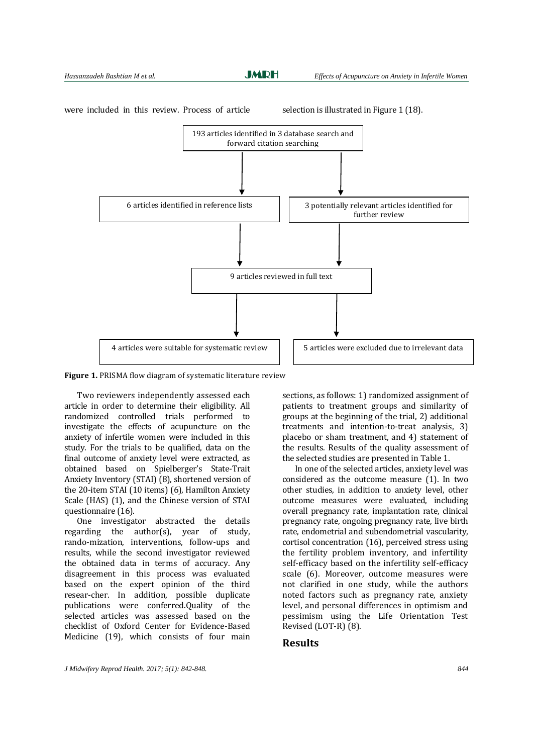were included in this review. Process of article selection is illustrated in Figure 1 (18).

193 articles identified in 3 database search and forward citation searching

6 articles identified in reference lists

3 potentially relevant articles identified for further review

9 articles reviewed in full text

4 articles were suitable for systematic review

5 articles were excluded due to irrelevant data

**Figure 1.** PRISMA flow diagram of systematic literature review

Two reviewers independently assessed each article in order to determine their eligibility. All randomized controlled trials performed to investigate the effects of acupuncture on the anxiety of infertile women were included in this study. For the trials to be qualified, data on the final outcome of anxiety level were extracted, as obtained based on Spielberger's State-Trait Anxiety Inventory (STAI) (8), shortened version of the 20-item STAI (10 items) (6), Hamilton Anxiety Scale (HAS) (1), and the Chinese version of STAI questionnaire (16).

One investigator abstracted the details regarding the author(s), year of study, rando-mization, interventions, follow-ups and results, while the second investigator reviewed the obtained data in terms of accuracy. Any disagreement in this process was evaluated based on the expert opinion of the third resear-cher. In addition, possible duplicate publications were conferred.Quality of the selected articles was assessed based on the checklist of Oxford Center for Evidence-Based Medicine (19), which consists of four main sections, as follows: 1) randomized assignment of patients to treatment groups and similarity of groups at the beginning of the trial, 2) additional treatments and intention-to-treat analysis, 3) placebo or sham treatment, and 4) statement of the results. Results of the quality assessment of the selected studies are presented in Table 1.

In one of the selected articles, anxiety level was considered as the outcome measure (1). In two other studies, in addition to anxiety level, other outcome measures were evaluated, including overall pregnancy rate, implantation rate, clinical pregnancy rate, ongoing pregnancy rate, live birth rate, endometrial and subendometrial vascularity, cortisol concentration (16), perceived stress using the fertility problem inventory, and infertility self-efficacy based on the infertility self-efficacy scale (6). Moreover, outcome measures were not clarified in one study, while the authors noted factors such as pregnancy rate, anxiety level, and personal differences in optimism and pessimism using the Life Orientation Test Revised (LOT-R) (8).

## Results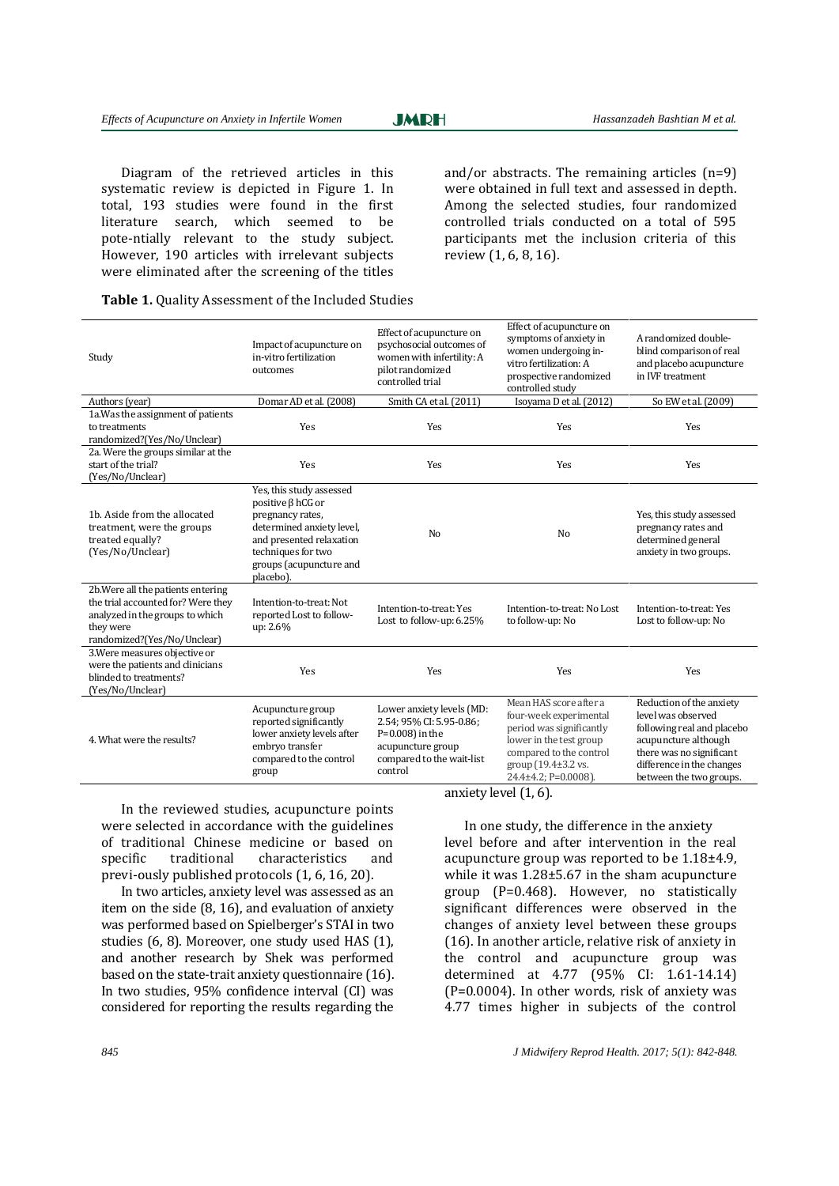Diagram of the retrieved articles in this systematic review is depicted in Figure 1. In total, 193 studies were found in the first literature search, which seemed to be pote-ntially relevant to the study subject. However, 190 articles with irrelevant subjects were eliminated after the screening of the titles and/or abstracts. The remaining articles (n=9) were obtained in full text and assessed in depth. Among the selected studies, four randomized controlled trials conducted on a total of 595 participants met the inclusion criteria of this review (1, 6, 8, 16).

**Table 1.** Quality Assessment of the Included Studies

| Study | Impact of acupuncture on in-vitro fertilization outcomes | Effect of acupuncture on psychosocial outcomes of women with infertility: A pilot randomized controlled trial | Effect of acupuncture on symptoms of anxiety in women undergoing in-vitro fertilization: A prospective randomized controlled study | A randomized double-blind comparison of real and placebo acupuncture in IVF treatment |
|---|---|---|---|---|
| Authors (year) | Domar AD et al. (2008) | Smith CA et al. (2011) | Isoyama D et al. (2012) | So EW et al. (2009) |
| 1a.Was the assignment of patients to treatments randomized?(Yes/No/Unclear) | Yes | Yes | Yes | Yes |
| 2a. Were the groups similar at the start of the trial? (Yes/No/Unclear) | Yes | Yes | Yes | Yes |
| 1b. Aside from the allocated treatment, were the groups treated equally? (Yes/No/Unclear) | Yes, this study assessed positive β hCG or pregnancy rates, determined anxiety level, and presented relaxation techniques for two groups (acupuncture and placebo). | No | No | Yes, this study assessed pregnancy rates and determined general anxiety in two groups. |
| 2b.Were all the patients entering the trial accounted for? Were they analyzed in the groups to which they were randomized?(Yes/No/Unclear) | Intention-to-treat: Not reported Lost to follow-up: 2.6% | Intention-to-treat: Yes Lost to follow-up: 6.25% | Intention-to-treat: No Lost to follow-up: No | Intention-to-treat: Yes Lost to follow-up: No |
| 3.Were measures objective or were the patients and clinicians blinded to treatments? (Yes/No/Unclear) | Yes | Yes | Yes | Yes |
| 4. What were the results? | Acupuncture group reported significantly lower anxiety levels after embryo transfer compared to the control group | Lower anxiety levels (MD: 2.54; 95% CI: 5.95-0.86; P=0.008) in the acupuncture group compared to the wait-list control | Mean HAS score after a four-week experimental period was significantly lower in the test group compared to the control group (19.4±3.2 vs. 24.4±4.2; P=0.0008). | Reduction of the anxiety level was observed following real and placebo acupuncture although there was no significant difference in the changes between the two groups. |

In the reviewed studies, acupuncture points were selected in accordance with the guidelines of traditional Chinese medicine or based on specific traditional characteristics and previ-ously published protocols (1, 6, 16, 20).

In two articles, anxiety level was assessed as an item on the side (8, 16), and evaluation of anxiety was performed based on Spielberger's STAI in two studies (6, 8). Moreover, one study used HAS (1), and another research by Shek was performed based on the state-trait anxiety questionnaire (16). In two studies, 95% confidence interval (CI) was considered for reporting the results regarding the anxiety level (1, 6).

In one study, the difference in the anxiety level before and after intervention in the real acupuncture group was reported to be 1.18±4.9, while it was 1.28±5.67 in the sham acupuncture group (P=0.468). However, no statistically significant differences were observed in the changes of anxiety level between these groups (16). In another article, relative risk of anxiety in the control and acupuncture group was determined at 4.77 (95% CI: 1.61-14.14) (P=0.0004). In other words, risk of anxiety was 4.77 times higher in subjects of the control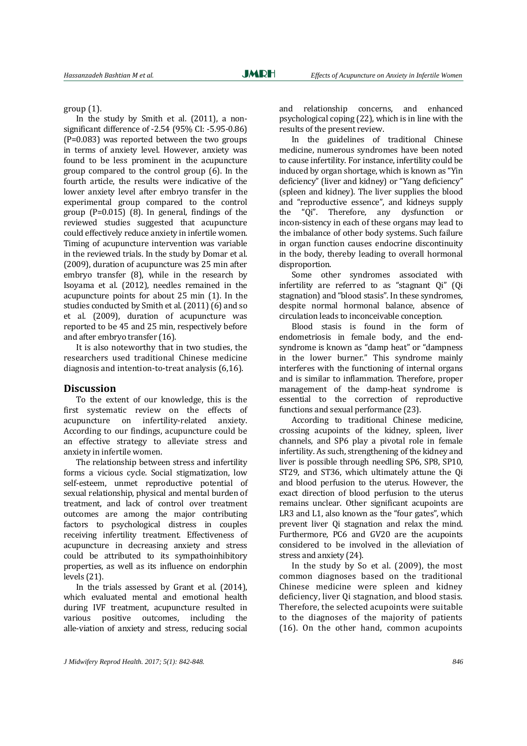group (1).

In the study by Smith et al. (2011), a non-significant difference of -2.54 (95% CI: -5.95-0.86) (P=0.083) was reported between the two groups in terms of anxiety level. However, anxiety was found to be less prominent in the acupuncture group compared to the control group (6). In the fourth article, the results were indicative of the lower anxiety level after embryo transfer in the experimental group compared to the control group (P=0.015) (8). In general, findings of the reviewed studies suggested that acupuncture could effectively reduce anxiety in infertile women. Timing of acupuncture intervention was variable in the reviewed trials. In the study by Domar et al. (2009), duration of acupuncture was 25 min after embryo transfer (8), while in the research by Isoyama et al. (2012), needles remained in the acupuncture points for about 25 min (1). In the studies conducted by Smith et al. (2011) (6) and so et al. (2009), duration of acupuncture was reported to be 45 and 25 min, respectively before and after embryo transfer (16).

It is also noteworthy that in two studies, the researchers used traditional Chinese medicine diagnosis and intention-to-treat analysis (6,16).

## Discussion

To the extent of our knowledge, this is the first systematic review on the effects of acupuncture on infertility-related anxiety. According to our findings, acupuncture could be an effective strategy to alleviate stress and anxiety in infertile women.

The relationship between stress and infertility forms a vicious cycle. Social stigmatization, low self-esteem, unmet reproductive potential of sexual relationship, physical and mental burden of treatment, and lack of control over treatment outcomes are among the major contributing factors to psychological distress in couples receiving infertility treatment. Effectiveness of acupuncture in decreasing anxiety and stress could be attributed to its sympathoinhibitory properties, as well as its influence on endorphin levels (21).

In the trials assessed by Grant et al. (2014), which evaluated mental and emotional health during IVF treatment, acupuncture resulted in various positive outcomes, including the alle-viation of anxiety and stress, reducing social and relationship concerns, and enhanced psychological coping (22), which is in line with the results of the present review.

In the guidelines of traditional Chinese medicine, numerous syndromes have been noted to cause infertility. For instance, infertility could be induced by organ shortage, which is known as "Yin deficiency" (liver and kidney) or "Yang deficiency" (spleen and kidney). The liver supplies the blood and "reproductive essence", and kidneys supply the "Qi". Therefore, any dysfunction or incon-sistency in each of these organs may lead to the imbalance of other body systems. Such failure in organ function causes endocrine discontinuity in the body, thereby leading to overall hormonal disproportion.

Some other syndromes associated with infertility are referred to as "stagnant Qi" (Qi stagnation) and "blood stasis". In these syndromes, despite normal hormonal balance, absence of circulation leads to inconceivable conception.

Blood stasis is found in the form of endometriosis in female body, and the end-syndrome is known as "damp heat" or "dampness in the lower burner." This syndrome mainly interferes with the functioning of internal organs and is similar to inflammation. Therefore, proper management of the damp-heat syndrome is essential to the correction of reproductive functions and sexual performance (23).

According to traditional Chinese medicine, crossing acupoints of the kidney, spleen, liver channels, and SP6 play a pivotal role in female infertility. As such, strengthening of the kidney and liver is possible through needling SP6, SP8, SP10, ST29, and ST36, which ultimately attune the Qi and blood perfusion to the uterus. However, the exact direction of blood perfusion to the uterus remains unclear. Other significant acupoints are LR3 and L1, also known as the "four gates", which prevent liver Qi stagnation and relax the mind. Furthermore, PC6 and GV20 are the acupoints considered to be involved in the alleviation of stress and anxiety (24).

In the study by So et al. (2009), the most common diagnoses based on the traditional Chinese medicine were spleen and kidney deficiency, liver Qi stagnation, and blood stasis. Therefore, the selected acupoints were suitable to the diagnoses of the majority of patients (16). On the other hand, common acupoints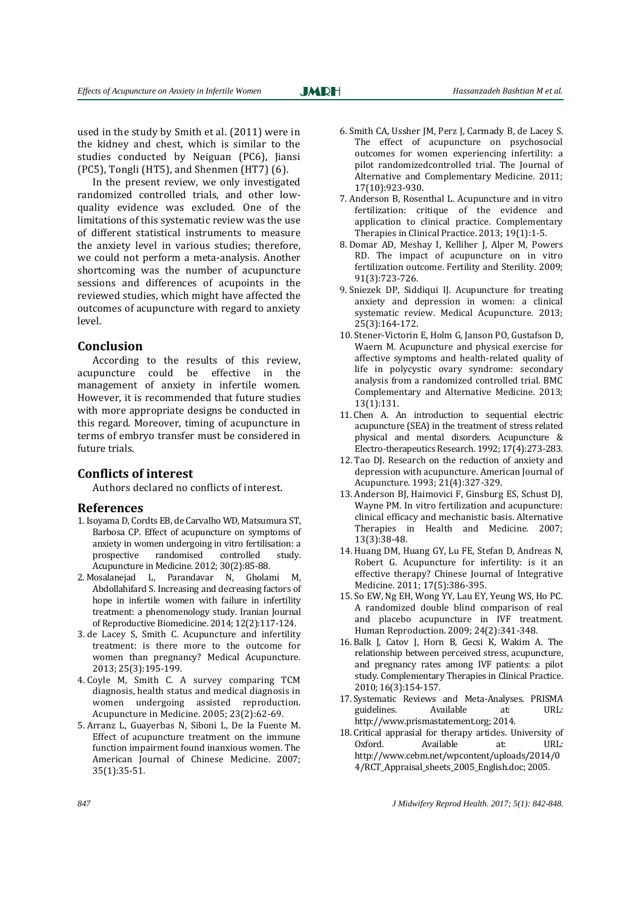used in the study by Smith et al. (2011) were in the kidney and chest, which is similar to the studies conducted by Neiguan (PC6), Jiansi (PC5), Tongli (HT5), and Shenmen (HT7) (6).

In the present review, we only investigated randomized controlled trials, and other low-quality evidence was excluded. One of the limitations of this systematic review was the use of different statistical instruments to measure the anxiety level in various studies; therefore, we could not perform a meta-analysis. Another shortcoming was the number of acupuncture sessions and differences of acupoints in the reviewed studies, which might have affected the outcomes of acupuncture with regard to anxiety level.

## Conclusion

According to the results of this review, acupuncture could be effective in the management of anxiety in infertile women. However, it is recommended that future studies with more appropriate designs be conducted in this regard. Moreover, timing of acupuncture in terms of embryo transfer must be considered in future trials.

## Conflicts of interest

Authors declared no conflicts of interest.

## References

1. Isoyama D, Cordts EB, de Carvalho WD, Matsumura ST, Barbosa CP. Effect of acupuncture on symptoms of anxiety in women undergoing in vitro fertilisation: a prospective randomised controlled study. Acupuncture in Medicine. 2012; 30(2):85-88.
2. Mosalanejad L, Parandavar N, Gholami M, Abdollahifard S. Increasing and decreasing factors of hope in infertile women with failure in infertility treatment: a phenomenology study. Iranian Journal of Reproductive Biomedicine. 2014; 12(2):117-124.
3. de Lacey S, Smith C. Acupuncture and infertility treatment: is there more to the outcome for women than pregnancy? Medical Acupuncture. 2013; 25(3):195-199.
4. Coyle M, Smith C. A survey comparing TCM diagnosis, health status and medical diagnosis in women undergoing assisted reproduction. Acupuncture in Medicine. 2005; 23(2):62-69.
5. Arranz L, Guayerbas N, Siboni L, De la Fuente M. Effect of acupuncture treatment on the immune function impairment found inanxious women. The American Journal of Chinese Medicine. 2007; 35(1):35-51.
6. Smith CA, Ussher JM, Perz J, Carmady B, de Lacey S. The effect of acupuncture on psychosocial outcomes for women experiencing infertility: a pilot randomizedcontrolled trial. The Journal of Alternative and Complementary Medicine. 2011; 17(10):923-930.
7. Anderson B, Rosenthal L. Acupuncture and in vitro fertilization: critique of the evidence and application to clinical practice. Complementary Therapies in Clinical Practice. 2013; 19(1):1-5.
8. Domar AD, Meshay I, Kelliher J, Alper M, Powers RD. The impact of acupuncture on in vitro fertilization outcome. Fertility and Sterility. 2009; 91(3):723-726.
9. Sniezek DP, Siddiqui IJ. Acupuncture for treating anxiety and depression in women: a clinical systematic review. Medical Acupuncture. 2013; 25(3):164-172.
10. Stener-Victorin E, Holm G, Janson PO, Gustafson D, Waern M. Acupuncture and physical exercise for affective symptoms and health-related quality of life in polycystic ovary syndrome: secondary analysis from a randomized controlled trial. BMC Complementary and Alternative Medicine. 2013; 13(1):131.
11. Chen A. An introduction to sequential electric acupuncture (SEA) in the treatment of stress related physical and mental disorders. Acupuncture & Electro-therapeutics Research. 1992; 17(4):273-283.
12. Tao DJ. Research on the reduction of anxiety and depression with acupuncture. American Journal of Acupuncture. 1993; 21(4):327-329.
13. Anderson BJ, Haimovici F, Ginsburg ES, Schust DJ, Wayne PM. In vitro fertilization and acupuncture: clinical efficacy and mechanistic basis. Alternative Therapies in Health and Medicine. 2007; 13(3):38-48.
14. Huang DM, Huang GY, Lu FE, Stefan D, Andreas N, Robert G. Acupuncture for infertility: is it an effective therapy? Chinese Journal of Integrative Medicine. 2011; 17(5):386-395.
15. So EW, Ng EH, Wong YY, Lau EY, Yeung WS, Ho PC. A randomized double blind comparison of real and placebo acupuncture in IVF treatment. Human Reproduction. 2009; 24(2):341-348.
16. Balk J, Catov J, Horn B, Gecsi K, Wakim A. The relationship between perceived stress, acupuncture, and pregnancy rates among IVF patients: a pilot study. Complementary Therapies in Clinical Practice. 2010; 16(3):154-157.
17. Systematic Reviews and Meta-Analyses. PRISMA guidelines. Available at: URL: http://www.prismastatement.org; 2014.
18. Critical apprasial for therapy articles. University of Oxford. Available at: URL: http://www.cebm.net/wpcontent/uploads/2014/04/RCT_Appraisal_sheets_2005_English.doc; 2005.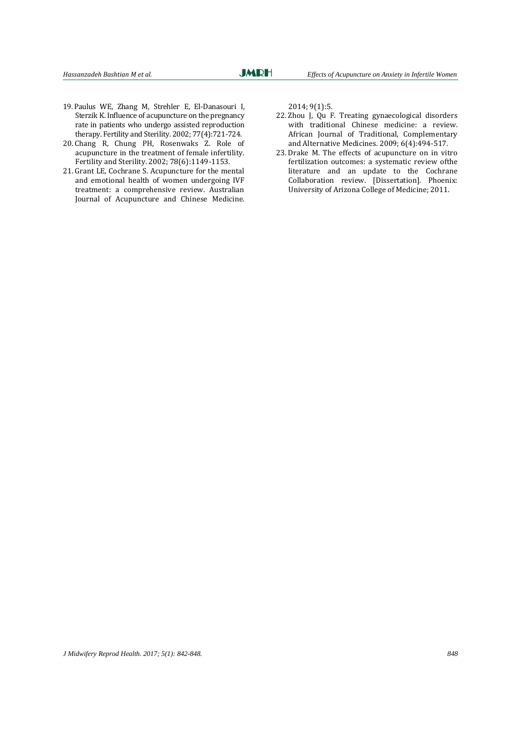19. Paulus WE, Zhang M, Strehler E, El-Danasouri I, Sterzik K. Influence of acupuncture on the pregnancy rate in patients who undergo assisted reproduction therapy. Fertility and Sterility. 2002; 77(4):721-724.
20. Chang R, Chung PH, Rosenwaks Z. Role of acupuncture in the treatment of female infertility. Fertility and Sterility. 2002; 78(6):1149-1153.
21. Grant LE, Cochrane S. Acupuncture for the mental and emotional health of women undergoing IVF treatment: a comprehensive review. Australian Journal of Acupuncture and Chinese Medicine. 2014; 9(1):5.
22. Zhou J, Qu F. Treating gynaecological disorders with traditional Chinese medicine: a review. African Journal of Traditional, Complementary and Alternative Medicines. 2009; 6(4):494-517.
23. Drake M. The effects of acupuncture on in vitro fertilization outcomes: a systematic review ofthe literature and an update to the Cochrane Collaboration review. [Dissertation]. Phoenix: University of Arizona College of Medicine; 2011.